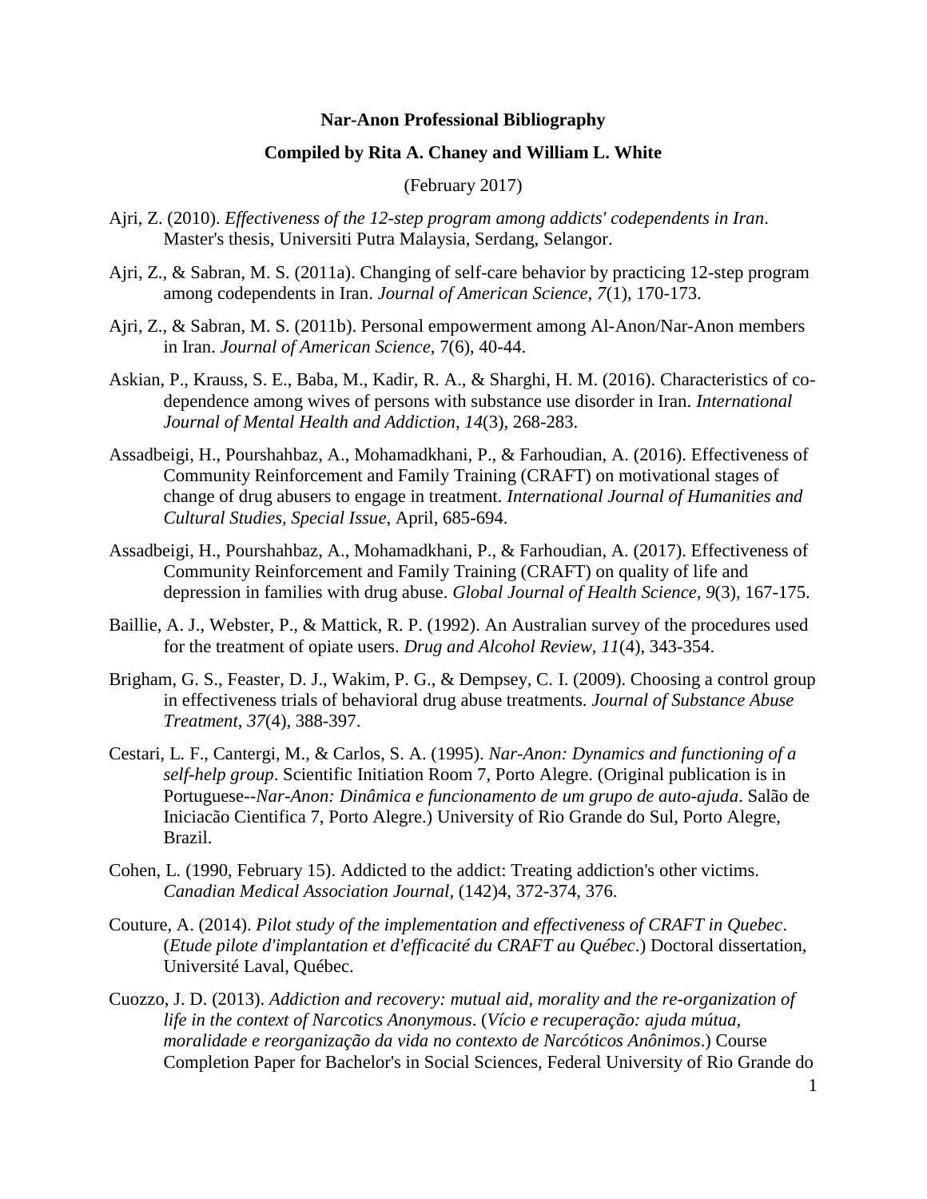**Nar-Anon Professional Bibliography**

**Compiled by Rita A. Chaney and William L. White**

(February 2017)

Ajri, Z. (2010). *Effectiveness of the 12-step program among addicts' codependents in Iran*. Master's thesis, Universiti Putra Malaysia, Serdang, Selangor.

Ajri, Z., & Sabran, M. S. (2011a). Changing of self-care behavior by practicing 12-step program among codependents in Iran. *Journal of American Science, 7*(1), 170-173.

Ajri, Z., & Sabran, M. S. (2011b). Personal empowerment among Al-Anon/Nar-Anon members in Iran. *Journal of American Science*, 7(6), 40-44.

Askian, P., Krauss, S. E., Baba, M., Kadir, R. A., & Sharghi, H. M. (2016). Characteristics of co-dependence among wives of persons with substance use disorder in Iran. *International Journal of Mental Health and Addiction*, *14*(3), 268-283.

Assadbeigi, H., Pourshahbaz, A., Mohamadkhani, P., & Farhoudian, A. (2016). Effectiveness of Community Reinforcement and Family Training (CRAFT) on motivational stages of change of drug abusers to engage in treatment. *International Journal of Humanities and Cultural Studies, Special Issue*, April, 685-694.

Assadbeigi, H., Pourshahbaz, A., Mohamadkhani, P., & Farhoudian, A. (2017). Effectiveness of Community Reinforcement and Family Training (CRAFT) on quality of life and depression in families with drug abuse. *Global Journal of Health Science, 9*(3), 167-175.

Baillie, A. J., Webster, P., & Mattick, R. P. (1992). An Australian survey of the procedures used for the treatment of opiate users. *Drug and Alcohol Review, 11*(4), 343-354.

Brigham, G. S., Feaster, D. J., Wakim, P. G., & Dempsey, C. I. (2009). Choosing a control group in effectiveness trials of behavioral drug abuse treatments. *Journal of Substance Abuse Treatment, 37*(4), 388-397.

Cestari, L. F., Cantergi, M., & Carlos, S. A. (1995). *Nar-Anon: Dynamics and functioning of a self-help group*. Scientific Initiation Room 7, Porto Alegre. (Original publication is in Portuguese--*Nar-Anon: Dinâmica e funcionamento de um grupo de auto-ajuda*. Salão de Iniciacão Cientifica 7, Porto Alegre.) University of Rio Grande do Sul, Porto Alegre, Brazil.

Cohen, L. (1990, February 15). Addicted to the addict: Treating addiction's other victims. *Canadian Medical Association Journal*, (142)4, 372-374, 376.

Couture, A. (2014). *Pilot study of the implementation and effectiveness of CRAFT in Quebec*. (*Etude pilote d'implantation et d'efficacité du CRAFT au Québec*.) Doctoral dissertation, Université Laval, Québec.

Cuozzo, J. D. (2013). *Addiction and recovery: mutual aid, morality and the re-organization of life in the context of Narcotics Anonymous*. (*Vício e recuperação: ajuda mútua, moralidade e reorganização da vida no contexto de Narcóticos Anônimos*.) Course Completion Paper for Bachelor's in Social Sciences, Federal University of Rio Grande do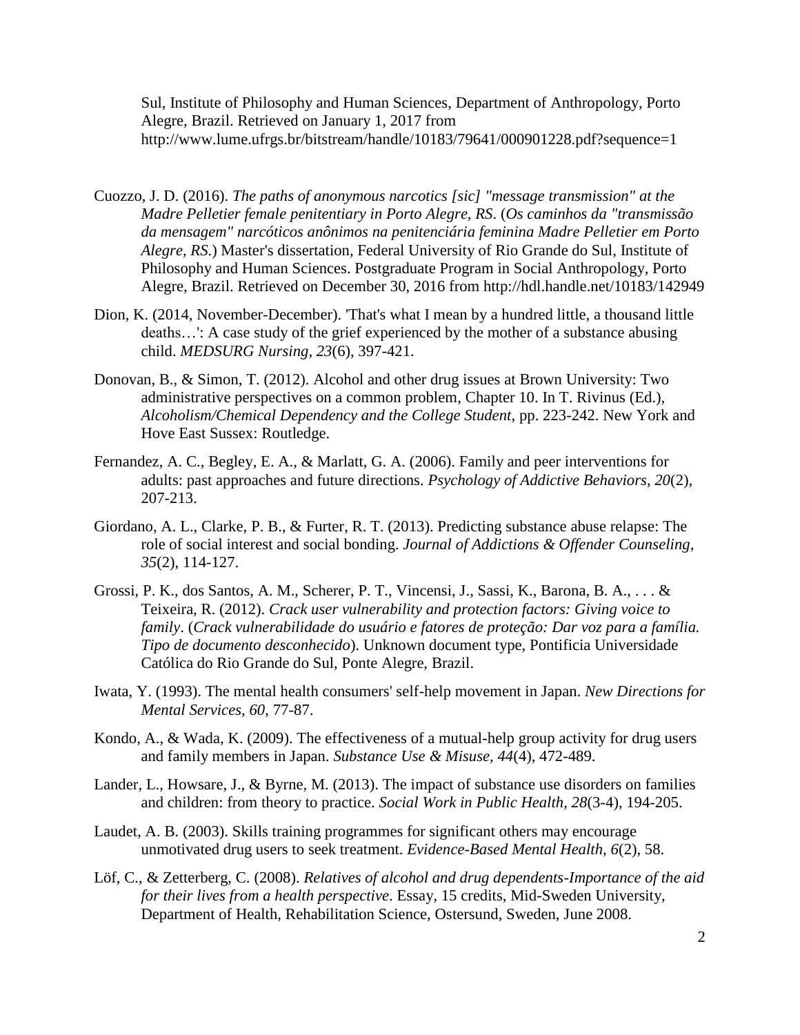Sul, Institute of Philosophy and Human Sciences, Department of Anthropology, Porto Alegre, Brazil. Retrieved on January 1, 2017 from http://www.lume.ufrgs.br/bitstream/handle/10183/79641/000901228.pdf?sequence=1

Cuozzo, J. D. (2016). *The paths of anonymous narcotics [sic] "message transmission" at the Madre Pelletier female penitentiary in Porto Alegre, RS*. (*Os caminhos da "transmissão da mensagem" narcóticos anônimos na penitenciária feminina Madre Pelletier em Porto Alegre, RS*.) Master's dissertation, Federal University of Rio Grande do Sul, Institute of Philosophy and Human Sciences. Postgraduate Program in Social Anthropology, Porto Alegre, Brazil. Retrieved on December 30, 2016 from http://hdl.handle.net/10183/142949

Dion, K. (2014, November-December). 'That's what I mean by a hundred little, a thousand little deaths…': A case study of the grief experienced by the mother of a substance abusing child. *MEDSURG Nursing*, *23*(6), 397-421.

Donovan, B., & Simon, T. (2012). Alcohol and other drug issues at Brown University: Two administrative perspectives on a common problem, Chapter 10. In T. Rivinus (Ed.), *Alcoholism/Chemical Dependency and the College Student*, pp. 223-242. New York and Hove East Sussex: Routledge.

Fernandez, A. C., Begley, E. A., & Marlatt, G. A. (2006). Family and peer interventions for adults: past approaches and future directions. *Psychology of Addictive Behaviors, 20*(2), 207-213.

Giordano, A. L., Clarke, P. B., & Furter, R. T. (2013). Predicting substance abuse relapse: The role of social interest and social bonding. *Journal of Addictions & Offender Counseling, 35*(2), 114-127.

Grossi, P. K., dos Santos, A. M., Scherer, P. T., Vincensi, J., Sassi, K., Barona, B. A., . . . & Teixeira, R. (2012). *Crack user vulnerability and protection factors: Giving voice to family*. (*Crack vulnerabilidade do usuário e fatores de proteção: Dar voz para a família. Tipo de documento desconhecido*). Unknown document type, Pontificia Universidade Católica do Rio Grande do Sul, Ponte Alegre, Brazil.

Iwata, Y. (1993). The mental health consumers' self-help movement in Japan. *New Directions for Mental Services, 60*, 77-87.

Kondo, A., & Wada, K. (2009). The effectiveness of a mutual-help group activity for drug users and family members in Japan. *Substance Use & Misuse, 44*(4), 472-489.

Lander, L., Howsare, J., & Byrne, M. (2013). The impact of substance use disorders on families and children: from theory to practice. *Social Work in Public Health, 28*(3-4), 194-205.

Laudet, A. B. (2003). Skills training programmes for significant others may encourage unmotivated drug users to seek treatment. *Evidence-Based Mental Health, 6*(2), 58.

Löf, C., & Zetterberg, C. (2008). *Relatives of alcohol and drug dependents-Importance of the aid for their lives from a health perspective*. Essay, 15 credits, Mid-Sweden University, Department of Health, Rehabilitation Science, Ostersund, Sweden, June 2008.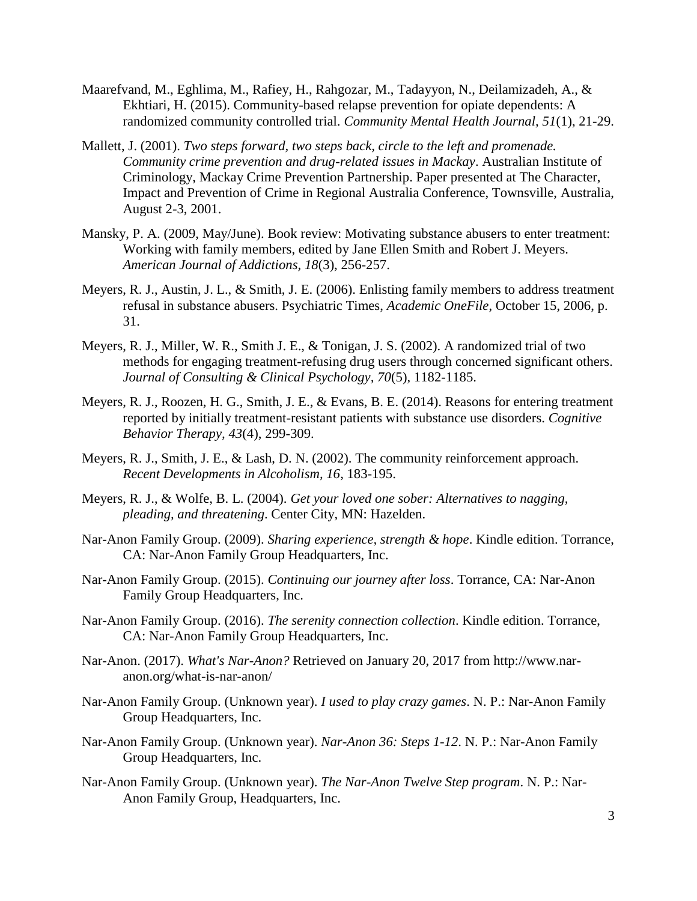Maarefvand, M., Eghlima, M., Rafiey, H., Rahgozar, M., Tadayyon, N., Deilamizadeh, A., & Ekhtiari, H. (2015). Community-based relapse prevention for opiate dependents: A randomized community controlled trial. *Community Mental Health Journal, 51*(1), 21-29.

Mallett, J. (2001). *Two steps forward, two steps back, circle to the left and promenade. Community crime prevention and drug-related issues in Mackay*. Australian Institute of Criminology, Mackay Crime Prevention Partnership. Paper presented at The Character, Impact and Prevention of Crime in Regional Australia Conference, Townsville, Australia, August 2-3, 2001.

Mansky, P. A. (2009, May/June). Book review: Motivating substance abusers to enter treatment: Working with family members, edited by Jane Ellen Smith and Robert J. Meyers. *American Journal of Addictions, 18*(3), 256-257.

Meyers, R. J., Austin, J. L., & Smith, J. E. (2006). Enlisting family members to address treatment refusal in substance abusers. Psychiatric Times, *Academic OneFile*, October 15, 2006, p. 31.

Meyers, R. J., Miller, W. R., Smith J. E., & Tonigan, J. S. (2002). A randomized trial of two methods for engaging treatment-refusing drug users through concerned significant others. *Journal of Consulting & Clinical Psychology, 70*(5), 1182-1185.

Meyers, R. J., Roozen, H. G., Smith, J. E., & Evans, B. E. (2014). Reasons for entering treatment reported by initially treatment-resistant patients with substance use disorders. *Cognitive Behavior Therapy, 43*(4), 299-309.

Meyers, R. J., Smith, J. E., & Lash, D. N. (2002). The community reinforcement approach. *Recent Developments in Alcoholism, 16*, 183-195.

Meyers, R. J., & Wolfe, B. L. (2004). *Get your loved one sober: Alternatives to nagging, pleading, and threatening*. Center City, MN: Hazelden.

Nar-Anon Family Group. (2009). *Sharing experience, strength & hope*. Kindle edition. Torrance, CA: Nar-Anon Family Group Headquarters, Inc.

Nar-Anon Family Group. (2015). *Continuing our journey after loss*. Torrance, CA: Nar-Anon Family Group Headquarters, Inc.

Nar-Anon Family Group. (2016). *The serenity connection collection*. Kindle edition. Torrance, CA: Nar-Anon Family Group Headquarters, Inc.

Nar-Anon. (2017). *What's Nar-Anon?* Retrieved on January 20, 2017 from http://www.nar-anon.org/what-is-nar-anon/

Nar-Anon Family Group. (Unknown year). *I used to play crazy games*. N. P.: Nar-Anon Family Group Headquarters, Inc.

Nar-Anon Family Group. (Unknown year). *Nar-Anon 36: Steps 1-12*. N. P.: Nar-Anon Family Group Headquarters, Inc.

Nar-Anon Family Group. (Unknown year). *The Nar-Anon Twelve Step program*. N. P.: Nar-Anon Family Group, Headquarters, Inc.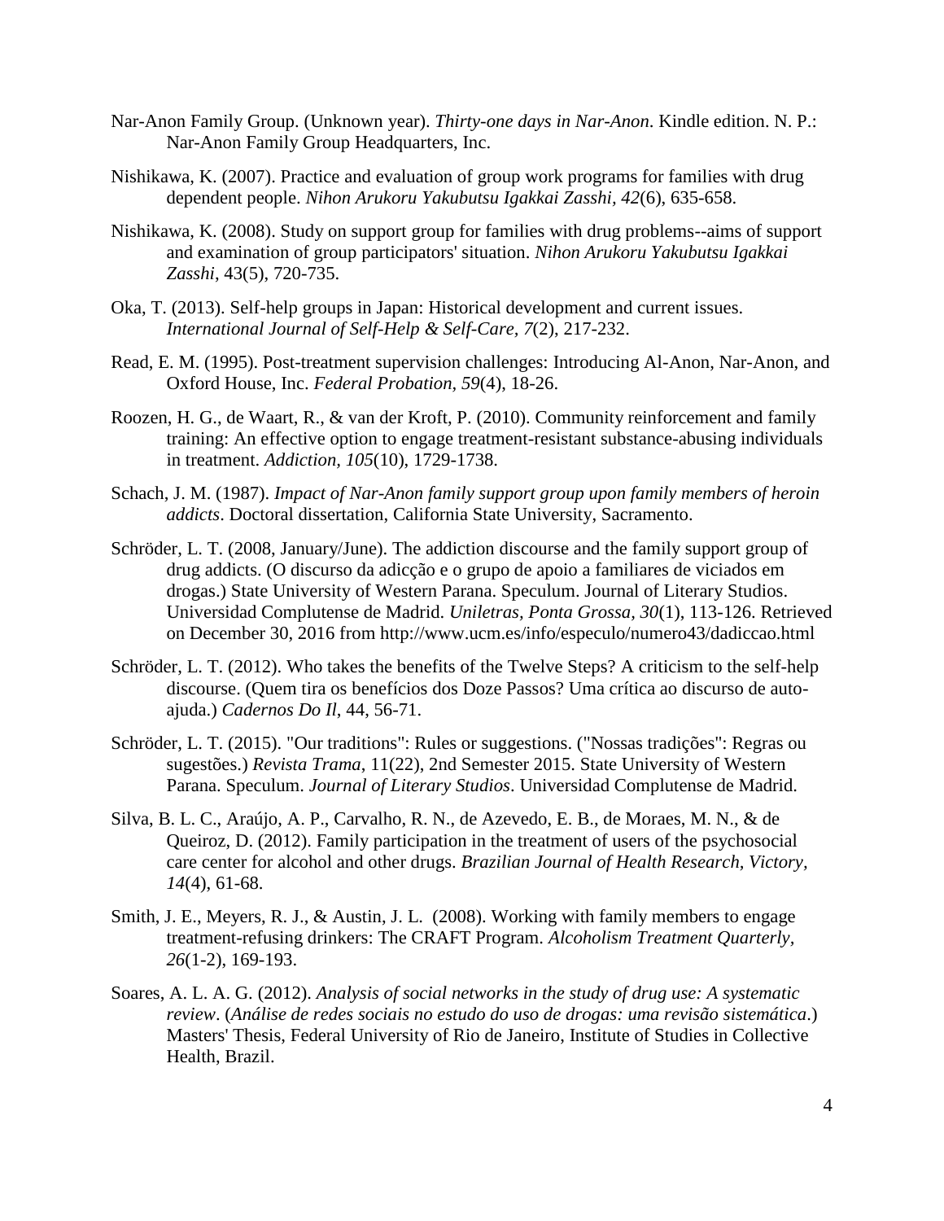Nar-Anon Family Group. (Unknown year). *Thirty-one days in Nar-Anon*. Kindle edition. N. P.: Nar-Anon Family Group Headquarters, Inc.

Nishikawa, K. (2007). Practice and evaluation of group work programs for families with drug dependent people. *Nihon Arukoru Yakubutsu Igakkai Zasshi*, *42*(6), 635-658.

Nishikawa, K. (2008). Study on support group for families with drug problems--aims of support and examination of group participators' situation. *Nihon Arukoru Yakubutsu Igakkai Zasshi*, 43(5), 720-735.

Oka, T. (2013). Self-help groups in Japan: Historical development and current issues. *International Journal of Self-Help & Self-Care*, *7*(2), 217-232.

Read, E. M. (1995). Post-treatment supervision challenges: Introducing Al-Anon, Nar-Anon, and Oxford House, Inc. *Federal Probation*, *59*(4), 18-26.

Roozen, H. G., de Waart, R., & van der Kroft, P. (2010). Community reinforcement and family training: An effective option to engage treatment-resistant substance-abusing individuals in treatment. *Addiction*, *105*(10), 1729-1738.

Schach, J. M. (1987). *Impact of Nar-Anon family support group upon family members of heroin addicts*. Doctoral dissertation, California State University, Sacramento.

Schröder, L. T. (2008, January/June). The addiction discourse and the family support group of drug addicts. (O discurso da adicção e o grupo de apoio a familiares de viciados em drogas.) State University of Western Parana. Speculum. Journal of Literary Studios. Universidad Complutense de Madrid. *Uniletras, Ponta Grossa*, *30*(1), 113-126. Retrieved on December 30, 2016 from http://www.ucm.es/info/especulo/numero43/dadiccao.html

Schröder, L. T. (2012). Who takes the benefits of the Twelve Steps? A criticism to the self-help discourse. (Quem tira os benefícios dos Doze Passos? Uma crítica ao discurso de auto-ajuda.) *Cadernos Do Il*, 44, 56-71.

Schröder, L. T. (2015). "Our traditions": Rules or suggestions. ("Nossas tradições": Regras ou sugestões.) *Revista Trama*, 11(22), 2nd Semester 2015. State University of Western Parana. Speculum. *Journal of Literary Studios*. Universidad Complutense de Madrid.

Silva, B. L. C., Araújo, A. P., Carvalho, R. N., de Azevedo, E. B., de Moraes, M. N., & de Queiroz, D. (2012). Family participation in the treatment of users of the psychosocial care center for alcohol and other drugs. *Brazilian Journal of Health Research, Victory*, *14*(4), 61-68.

Smith, J. E., Meyers, R. J., & Austin, J. L. (2008). Working with family members to engage treatment-refusing drinkers: The CRAFT Program. *Alcoholism Treatment Quarterly*, *26*(1-2), 169-193.

Soares, A. L. A. G. (2012). *Analysis of social networks in the study of drug use: A systematic review*. (*Análise de redes sociais no estudo do uso de drogas: uma revisão sistemática*.) Masters' Thesis, Federal University of Rio de Janeiro, Institute of Studies in Collective Health, Brazil.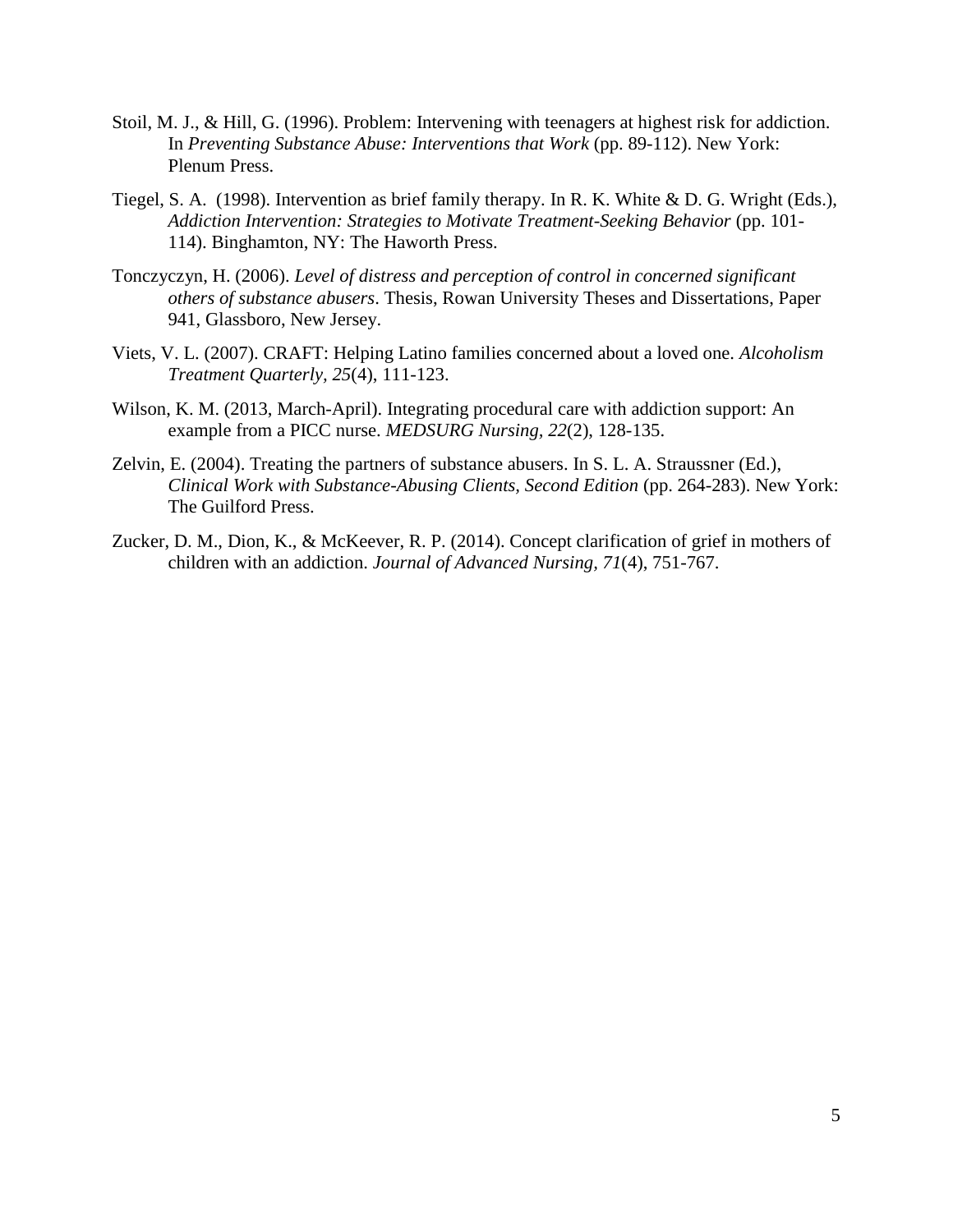Stoil, M. J., & Hill, G. (1996). Problem: Intervening with teenagers at highest risk for addiction. In *Preventing Substance Abuse: Interventions that Work* (pp. 89-112). New York: Plenum Press.

Tiegel, S. A. (1998). Intervention as brief family therapy. In R. K. White & D. G. Wright (Eds.), *Addiction Intervention: Strategies to Motivate Treatment-Seeking Behavior* (pp. 101-114). Binghamton, NY: The Haworth Press.

Tonczyczyn, H. (2006). *Level of distress and perception of control in concerned significant others of substance abusers*. Thesis, Rowan University Theses and Dissertations, Paper 941, Glassboro, New Jersey.

Viets, V. L. (2007). CRAFT: Helping Latino families concerned about a loved one. *Alcoholism Treatment Quarterly, 25*(4), 111-123.

Wilson, K. M. (2013, March-April). Integrating procedural care with addiction support: An example from a PICC nurse. *MEDSURG Nursing, 22*(2), 128-135.

Zelvin, E. (2004). Treating the partners of substance abusers. In S. L. A. Straussner (Ed.), *Clinical Work with Substance-Abusing Clients, Second Edition* (pp. 264-283). New York: The Guilford Press.

Zucker, D. M., Dion, K., & McKeever, R. P. (2014). Concept clarification of grief in mothers of children with an addiction. *Journal of Advanced Nursing, 71*(4), 751-767.